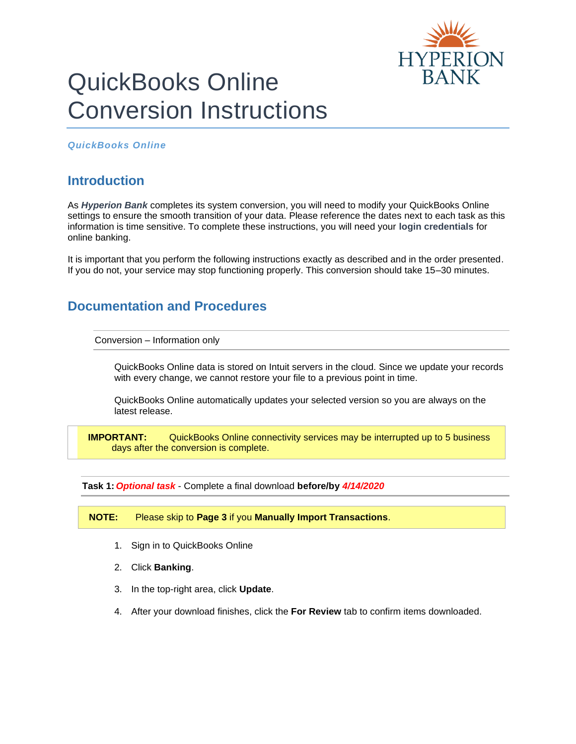# QuickBooks Online Conversion Instructions

HYPERION BANK

***QuickBooks Online***

## Introduction

As ***Hyperion Bank*** completes its system conversion, you will need to modify your QuickBooks Online settings to ensure the smooth transition of your data. Please reference the dates next to each task as this information is time sensitive. To complete these instructions, you will need your **login credentials** for online banking.

It is important that you perform the following instructions exactly as described and in the order presented. If you do not, your service may stop functioning properly. This conversion should take 15–30 minutes.

## Documentation and Procedures

Conversion – Information only

QuickBooks Online data is stored on Intuit servers in the cloud. Since we update your records with every change, we cannot restore your file to a previous point in time.

QuickBooks Online automatically updates your selected version so you are always on the latest release.

> **IMPORTANT:** QuickBooks Online connectivity services may be interrupted up to 5 business days after the conversion is complete.

**Task 1:** ***Optional task*** - Complete a final download **before/by** ***4/14/2020***

> **NOTE:** Please skip to **Page 3** if you **Manually Import Transactions**.

1. Sign in to QuickBooks Online
2. Click **Banking**.
3. In the top-right area, click **Update**.
4. After your download finishes, click the **For Review** tab to confirm items downloaded.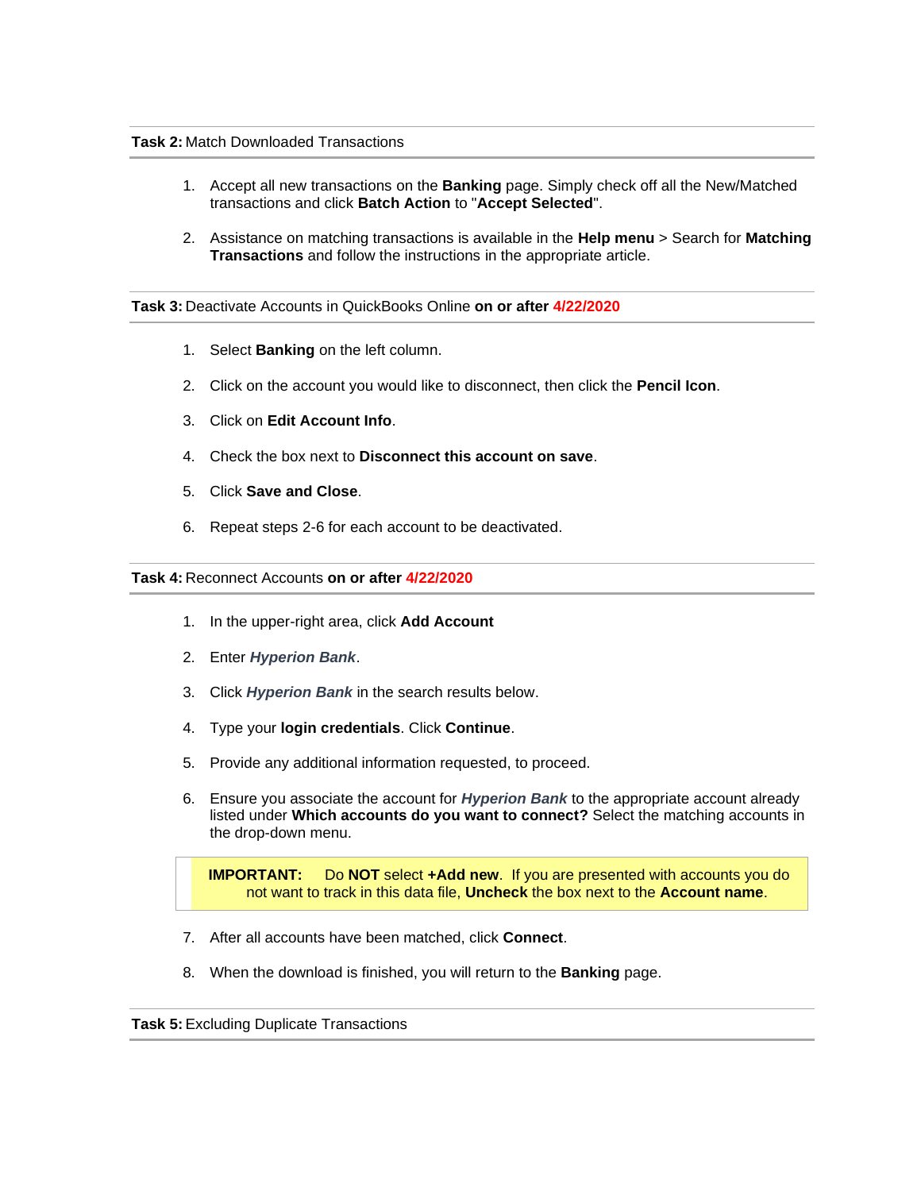**Task 2:** Match Downloaded Transactions

1. Accept all new transactions on the **Banking** page. Simply check off all the New/Matched transactions and click **Batch Action** to "**Accept Selected**".

2. Assistance on matching transactions is available in the **Help menu** > Search for **Matching Transactions** and follow the instructions in the appropriate article.

**Task 3:** Deactivate Accounts in QuickBooks Online **on or after 4/22/2020**

1. Select **Banking** on the left column.

2. Click on the account you would like to disconnect, then click the **Pencil Icon**.

3. Click on **Edit Account Info**.

4. Check the box next to **Disconnect this account on save**.

5. Click **Save and Close**.

6. Repeat steps 2-6 for each account to be deactivated.

**Task 4:** Reconnect Accounts **on or after 4/22/2020**

1. In the upper-right area, click **Add Account**

2. Enter ***Hyperion Bank***.

3. Click ***Hyperion Bank*** in the search results below.

4. Type your **login credentials**. Click **Continue**.

5. Provide any additional information requested, to proceed.

6. Ensure you associate the account for ***Hyperion Bank*** to the appropriate account already listed under **Which accounts do you want to connect?** Select the matching accounts in the drop-down menu.

> **IMPORTANT:** Do **NOT** select **+Add new**. If you are presented with accounts you do not want to track in this data file, **Uncheck** the box next to the **Account name**.

7. After all accounts have been matched, click **Connect**.

8. When the download is finished, you will return to the **Banking** page.

**Task 5:** Excluding Duplicate Transactions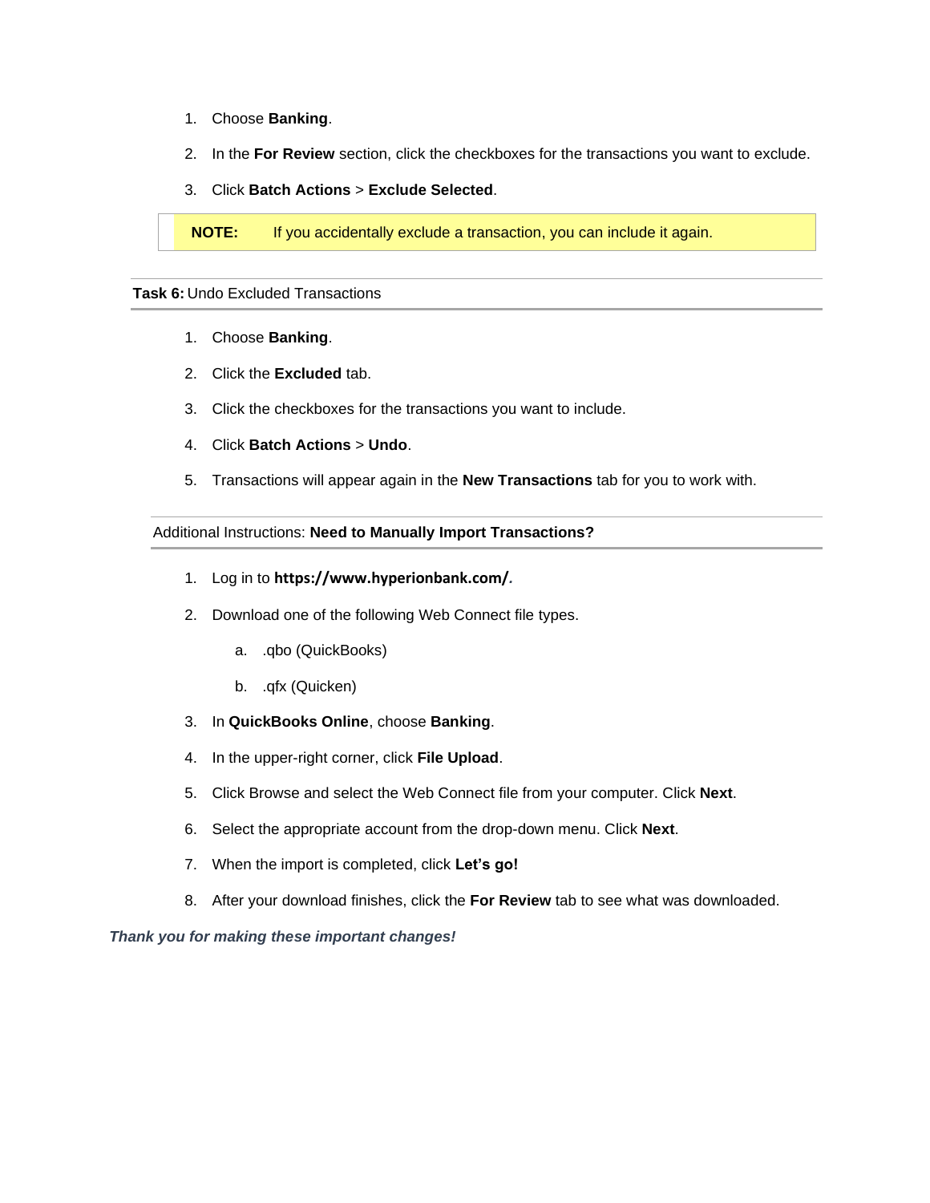1. Choose **Banking**.
2. In the **For Review** section, click the checkboxes for the transactions you want to exclude.
3. Click **Batch Actions** > **Exclude Selected**.

> **NOTE:** If you accidentally exclude a transaction, you can include it again.

### **Task 6:** Undo Excluded Transactions

1. Choose **Banking**.
2. Click the **Excluded** tab.
3. Click the checkboxes for the transactions you want to include.
4. Click **Batch Actions** > **Undo**.
5. Transactions will appear again in the **New Transactions** tab for you to work with.

### Additional Instructions: **Need to Manually Import Transactions?**

1. Log in to **https://www.hyperionbank.com/**.
2. Download one of the following Web Connect file types.
   a. .qbo (QuickBooks)
   b. .qfx (Quicken)
3. In **QuickBooks Online**, choose **Banking**.
4. In the upper-right corner, click **File Upload**.
5. Click Browse and select the Web Connect file from your computer. Click **Next**.
6. Select the appropriate account from the drop-down menu. Click **Next**.
7. When the import is completed, click **Let's go!**
8. After your download finishes, click the **For Review** tab to see what was downloaded.

***Thank you for making these important changes!***